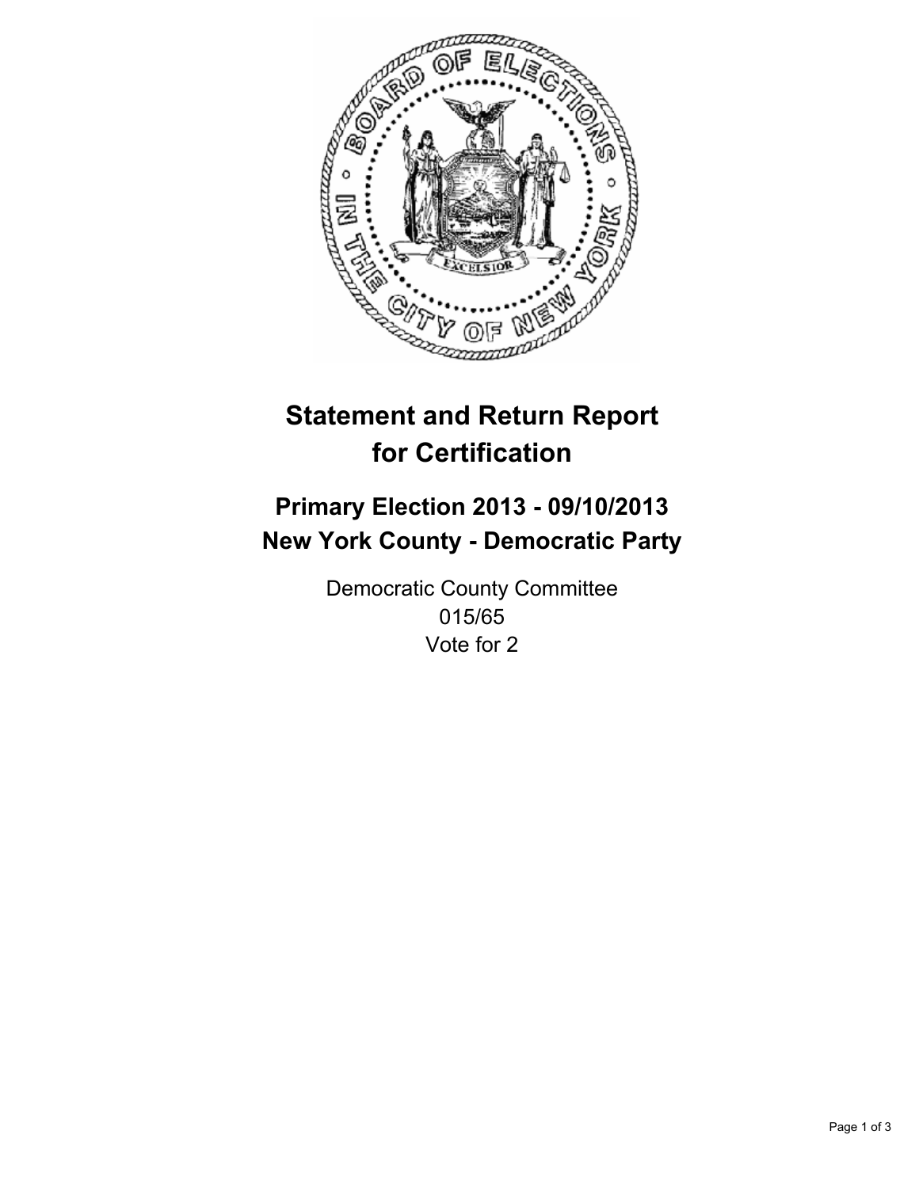# Statement and Return Report for Certification

## Primary Election 2013 - 09/10/2013
## New York County - Democratic Party

Democratic County Committee
015/65
Vote for 2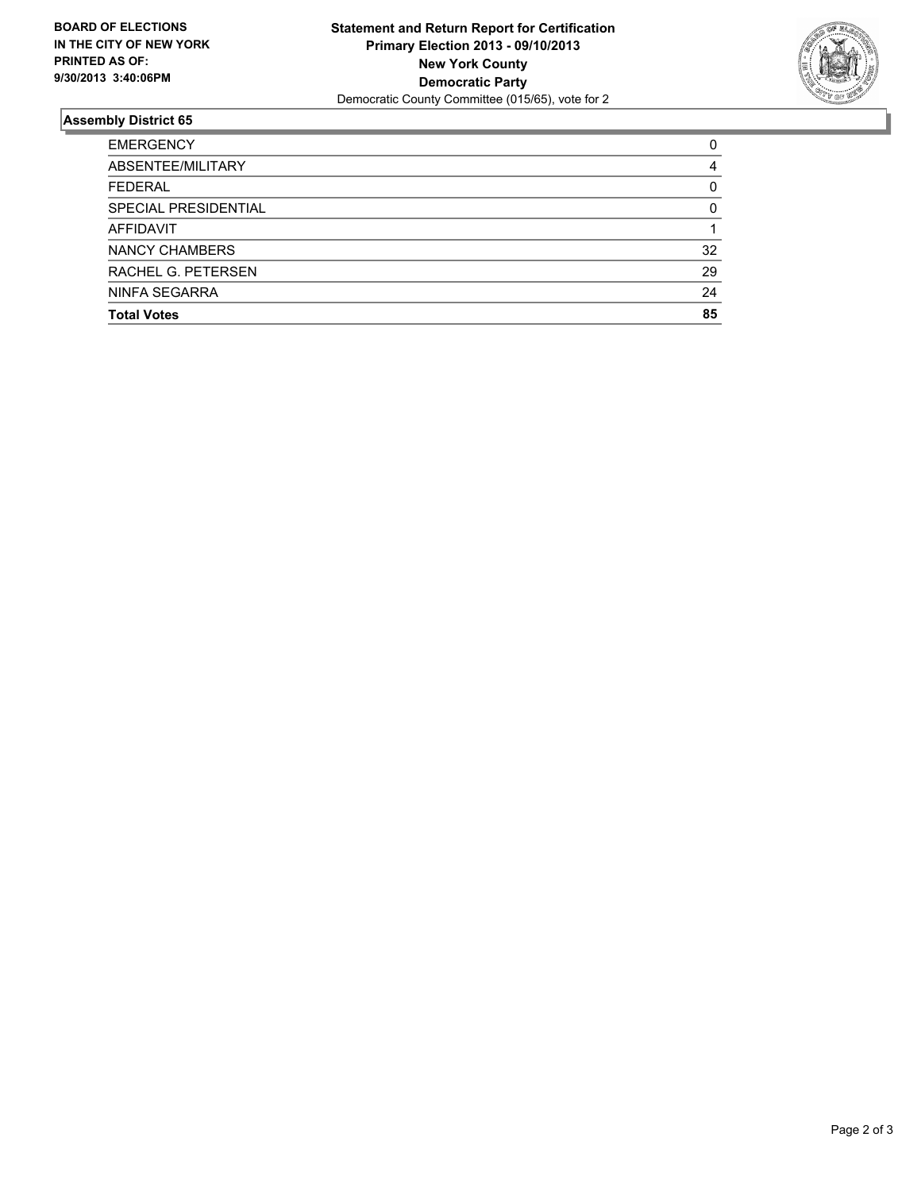**BOARD OF ELECTIONS IN THE CITY OF NEW YORK PRINTED AS OF: 9/30/2013 3:40:06PM**

**Statement and Return Report for Certification**
**Primary Election 2013 - 09/10/2013**
**New York County**
**Democratic Party**
Democratic County Committee (015/65), vote for 2

## Assembly District 65

| | |
|---|---|
| EMERGENCY | 0 |
| ABSENTEE/MILITARY | 4 |
| FEDERAL | 0 |
| SPECIAL PRESIDENTIAL | 0 |
| AFFIDAVIT | 1 |
| NANCY CHAMBERS | 32 |
| RACHEL G. PETERSEN | 29 |
| NINFA SEGARRA | 24 |
| **Total Votes** | **85** |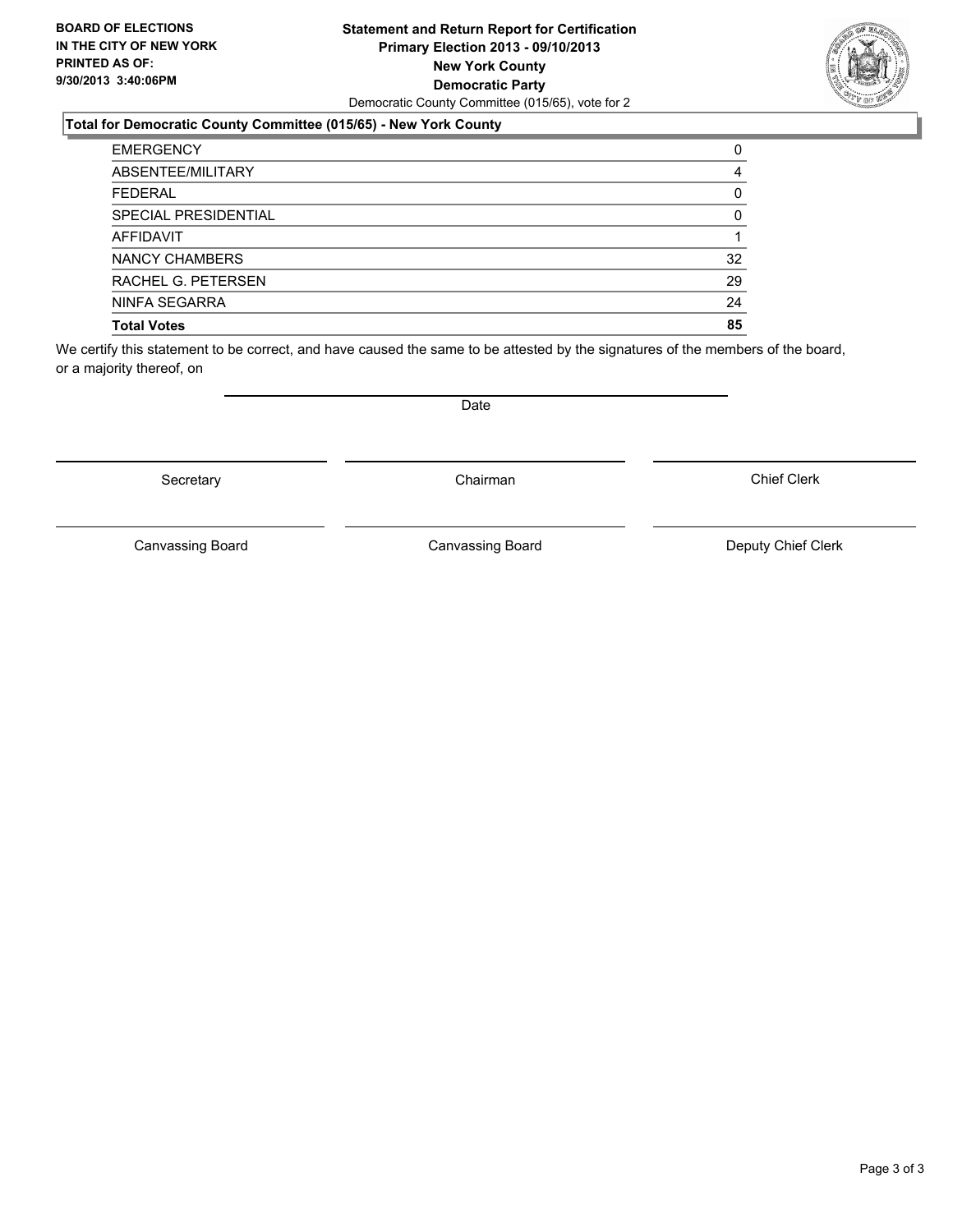**BOARD OF ELECTIONS IN THE CITY OF NEW YORK PRINTED AS OF: 9/30/2013 3:40:06PM**

**Statement and Return Report for Certification**
**Primary Election 2013 - 09/10/2013**
**New York County**
**Democratic Party**
Democratic County Committee (015/65), vote for 2

### Total for Democratic County Committee (015/65) - New York County

| | |
|---|---|
| EMERGENCY | 0 |
| ABSENTEE/MILITARY | 4 |
| FEDERAL | 0 |
| SPECIAL PRESIDENTIAL | 0 |
| AFFIDAVIT | 1 |
| NANCY CHAMBERS | 32 |
| RACHEL G. PETERSEN | 29 |
| NINFA SEGARRA | 24 |
| **Total Votes** | **85** |

We certify this statement to be correct, and have caused the same to be attested by the signatures of the members of the board, or a majority thereof, on

Date

Secretary | Chairman | Chief Clerk

Canvassing Board | Canvassing Board | Deputy Chief Clerk